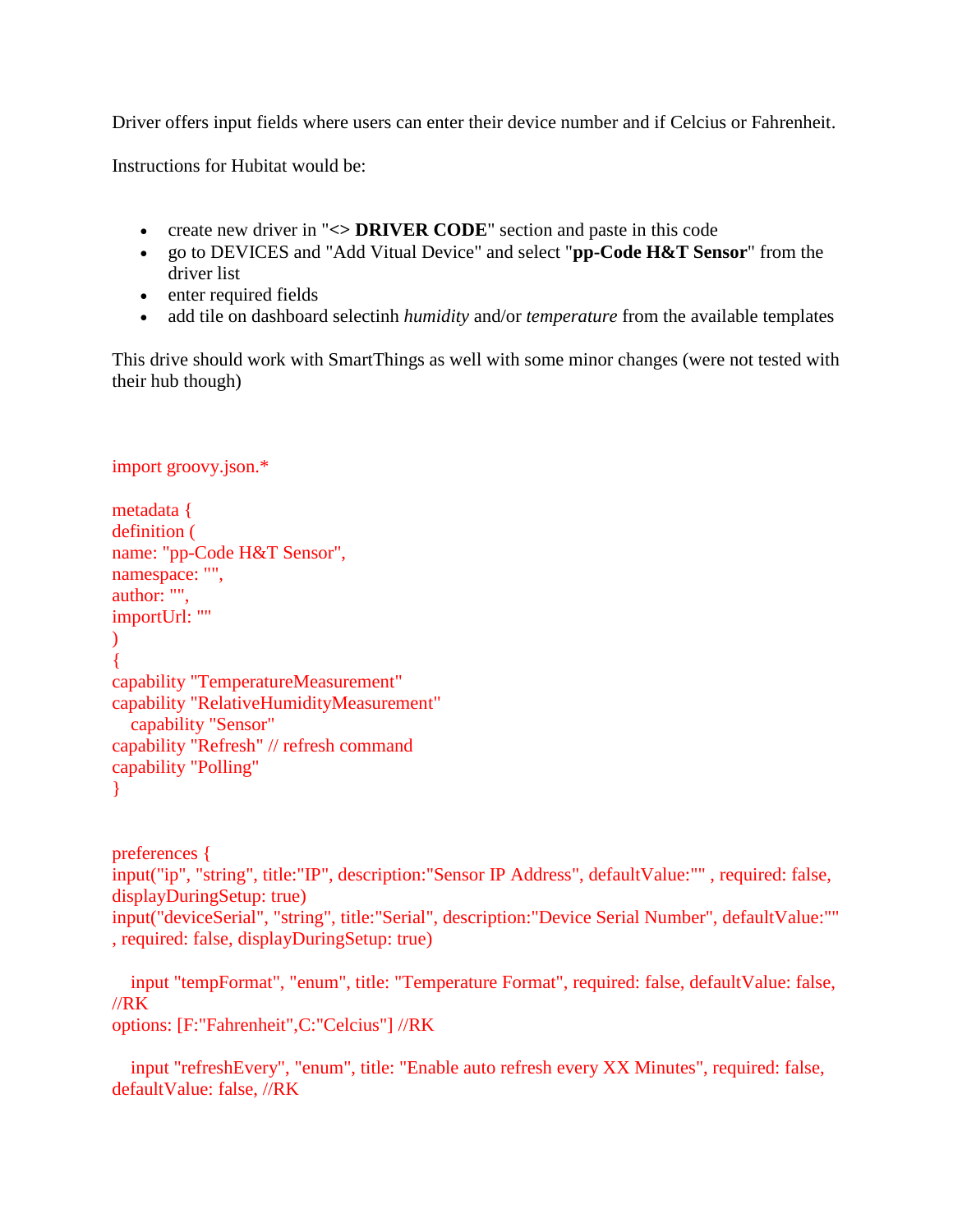Driver offers input fields where users can enter their device number and if Celcius or Fahrenheit.

Instructions for Hubitat would be:

- create new driver in "**<> DRIVER CODE**" section and paste in this code
- go to DEVICES and "Add Vitual Device" and select "**pp-Code H&T Sensor**" from the driver list
- enter required fields
- add tile on dashboard selectinh *humidity* and/or *temperature* from the available templates

This drive should work with SmartThings as well with some minor changes (were not tested with their hub though)

```
import groovy.json.*

metadata {
definition (
name: "pp-Code H&T Sensor",
namespace: "",
author: "",
importUrl: ""
)
{
capability "TemperatureMeasurement"
capability "RelativeHumidityMeasurement"
   capability "Sensor"
capability "Refresh" // refresh command
capability "Polling"
}


preferences {
input("ip", "string", title:"IP", description:"Sensor IP Address", defaultValue:"" , required: false, displayDuringSetup: true)
input("deviceSerial", "string", title:"Serial", description:"Device Serial Number", defaultValue:"" , required: false, displayDuringSetup: true)

   input "tempFormat", "enum", title: "Temperature Format", required: false, defaultValue: false, //RK
options: [F:"Fahrenheit",C:"Celcius"] //RK

   input "refreshEvery", "enum", title: "Enable auto refresh every XX Minutes", required: false, defaultValue: false, //RK
```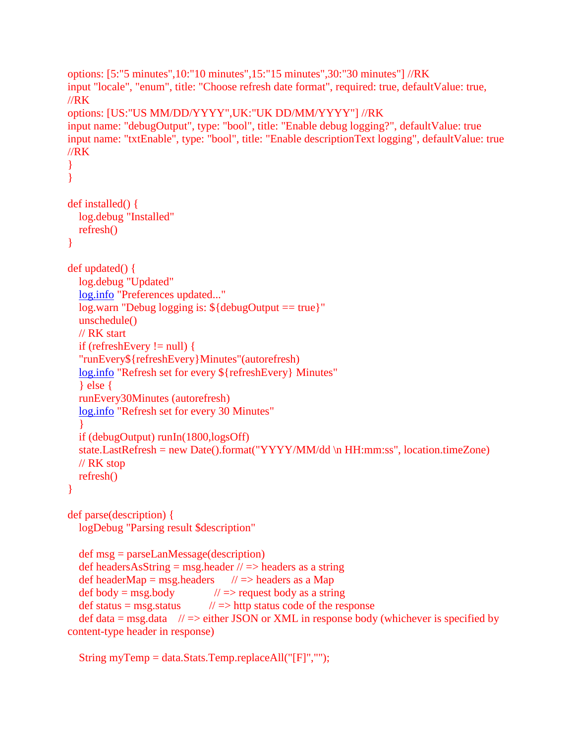```
options: [5:"5 minutes",10:"10 minutes",15:"15 minutes",30:"30 minutes"] //RK
input "locale", "enum", title: "Choose refresh date format", required: true, defaultValue: true,
//RK
options: [US:"US MM/DD/YYYY",UK:"UK DD/MM/YYYY"] //RK
input name: "debugOutput", type: "bool", title: "Enable debug logging?", defaultValue: true
input name: "txtEnable", type: "bool", title: "Enable descriptionText logging", defaultValue: true
//RK
}
}

def installed() {
    log.debug "Installed"
    refresh()
}

def updated() {
    log.debug "Updated"
    log.info "Preferences updated..."
    log.warn "Debug logging is: ${debugOutput == true}"
    unschedule()
    // RK start
    if (refreshEvery != null) {
    "runEvery${refreshEvery}Minutes"(autorefresh)
    log.info "Refresh set for every ${refreshEvery} Minutes"
    } else {
    runEvery30Minutes (autorefresh)
    log.info "Refresh set for every 30 Minutes"
    }
    if (debugOutput) runIn(1800,logsOff)
    state.LastRefresh = new Date().format("YYYY/MM/dd \n HH:mm:ss", location.timeZone)
    // RK stop
    refresh()
}

def parse(description) {
    logDebug "Parsing result $description"

    def msg = parseLanMessage(description)
    def headersAsString = msg.header // => headers as a string
    def headerMap = msg.headers      // => headers as a Map
    def body = msg.body              // => request body as a string
    def status = msg.status          // => http status code of the response
    def data = msg.data    // => either JSON or XML in response body (whichever is specified by
content-type header in response)

    String myTemp = data.Stats.Temp.replaceAll("[F]","");
```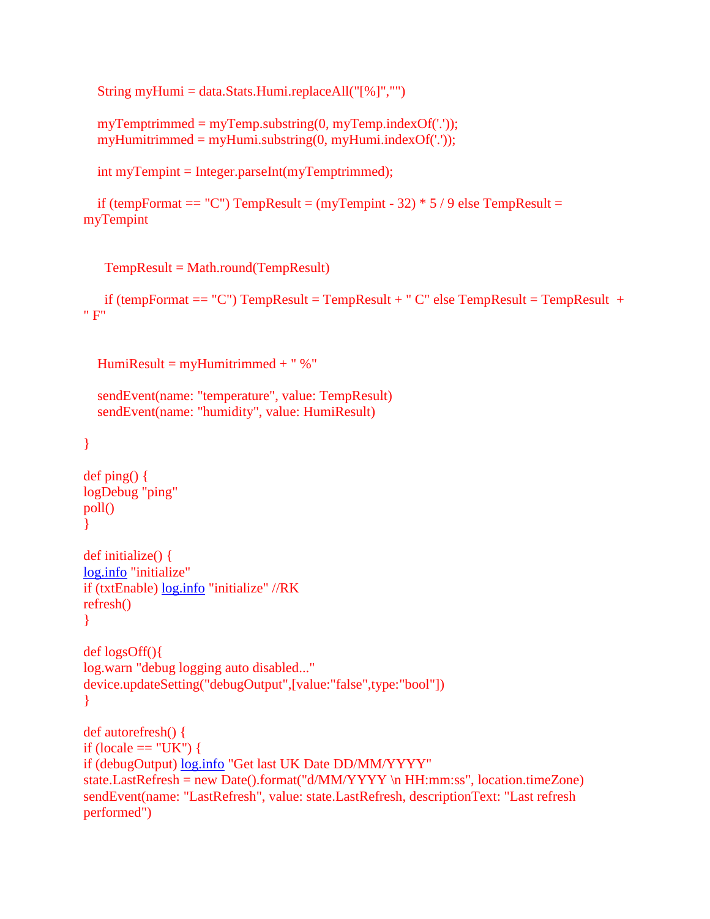```
    String myHumi = data.Stats.Humi.replaceAll("[%]","")

    myTemptrimmed = myTemp.substring(0, myTemp.indexOf('.'));
    myHumitrimmed = myHumi.substring(0, myHumi.indexOf('.'));

    int myTempint = Integer.parseInt(myTemptrimmed);

    if (tempFormat == "C") TempResult = (myTempint - 32) * 5 / 9 else TempResult =
myTempint


      TempResult = Math.round(TempResult)

      if (tempFormat == "C") TempResult = TempResult + " C" else TempResult = TempResult  +
" F"


    HumiResult = myHumitrimmed + " %"

    sendEvent(name: "temperature", value: TempResult)
    sendEvent(name: "humidity", value: HumiResult)

}

def ping() {
logDebug "ping"
poll()
}

def initialize() {
log.info "initialize"
if (txtEnable) log.info "initialize" //RK
refresh()
}

def logsOff(){
log.warn "debug logging auto disabled..."
device.updateSetting("debugOutput",[value:"false",type:"bool"])
}

def autorefresh() {
if (locale == "UK") {
if (debugOutput) log.info "Get last UK Date DD/MM/YYYY"
state.LastRefresh = new Date().format("d/MM/YYYY \n HH:mm:ss", location.timeZone)
sendEvent(name: "LastRefresh", value: state.LastRefresh, descriptionText: "Last refresh
performed")
```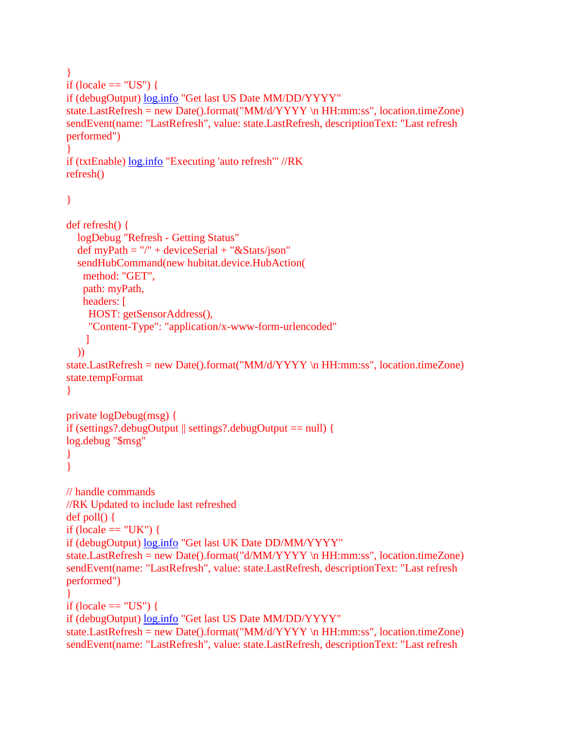```
}
if (locale == "US") {
if (debugOutput) log.info "Get last US Date MM/DD/YYYY"
state.LastRefresh = new Date().format("MM/d/YYYY \n HH:mm:ss", location.timeZone)
sendEvent(name: "LastRefresh", value: state.LastRefresh, descriptionText: "Last refresh
performed")
}
if (txtEnable) log.info "Executing 'auto refresh'" //RK
refresh()

}

def refresh() {
    logDebug "Refresh - Getting Status"
    def myPath = "/" + deviceSerial + "&Stats/json"
    sendHubCommand(new hubitat.device.HubAction(
      method: "GET",
      path: myPath,
      headers: [
        HOST: getSensorAddress(),
        "Content-Type": "application/x-www-form-urlencoded"
      ]
    ))
state.LastRefresh = new Date().format("MM/d/YYYY \n HH:mm:ss", location.timeZone)
state.tempFormat
}

private logDebug(msg) {
if (settings?.debugOutput || settings?.debugOutput == null) {
log.debug "$msg"
}
}

// handle commands
//RK Updated to include last refreshed
def poll() {
if (locale == "UK") {
if (debugOutput) log.info "Get last UK Date DD/MM/YYYY"
state.LastRefresh = new Date().format("d/MM/YYYY \n HH:mm:ss", location.timeZone)
sendEvent(name: "LastRefresh", value: state.LastRefresh, descriptionText: "Last refresh
performed")
}
if (locale == "US") {
if (debugOutput) log.info "Get last US Date MM/DD/YYYY"
state.LastRefresh = new Date().format("MM/d/YYYY \n HH:mm:ss", location.timeZone)
sendEvent(name: "LastRefresh", value: state.LastRefresh, descriptionText: "Last refresh
```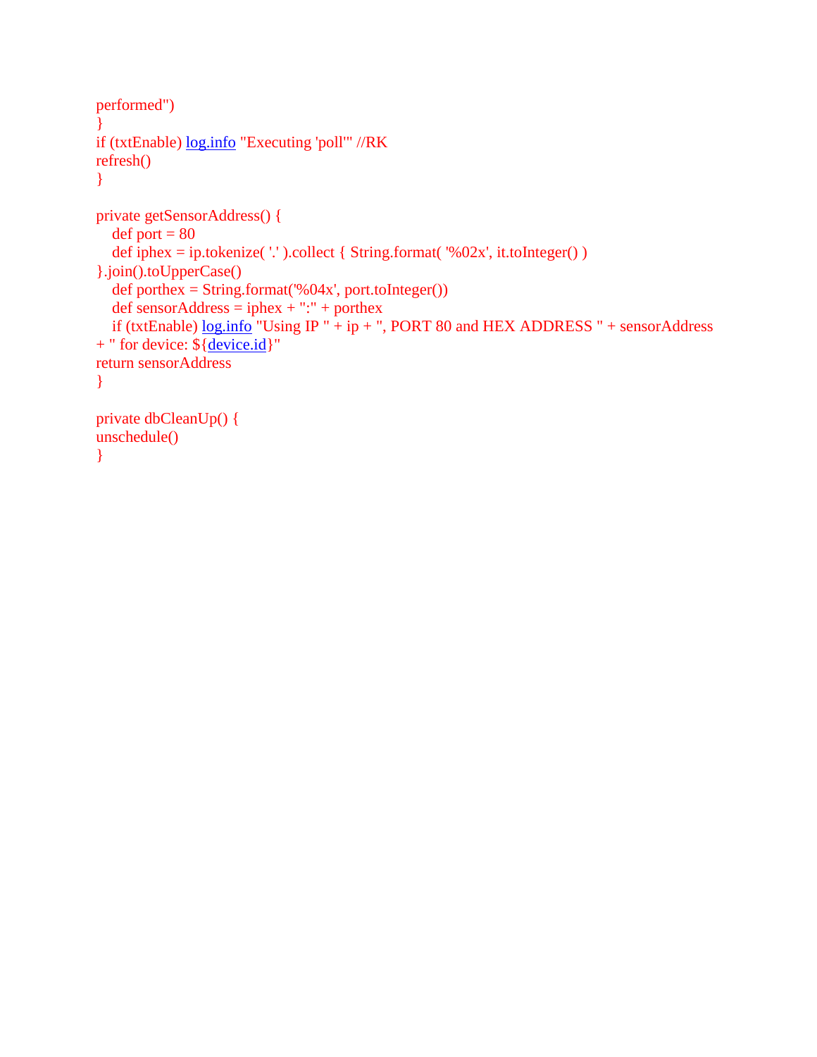```
performed")
}
if (txtEnable) log.info "Executing 'poll'" //RK
refresh()
}

private getSensorAddress() {
    def port = 80
    def iphex = ip.tokenize( '.' ).collect { String.format( '%02x', it.toInteger() )
}.join().toUpperCase()
    def porthex = String.format('%04x', port.toInteger())
    def sensorAddress = iphex + ":" + porthex
    if (txtEnable) log.info "Using IP " + ip + ", PORT 80 and HEX ADDRESS " + sensorAddress
+ " for device: ${device.id}"
return sensorAddress
}

private dbCleanUp() {
unschedule()
}
```